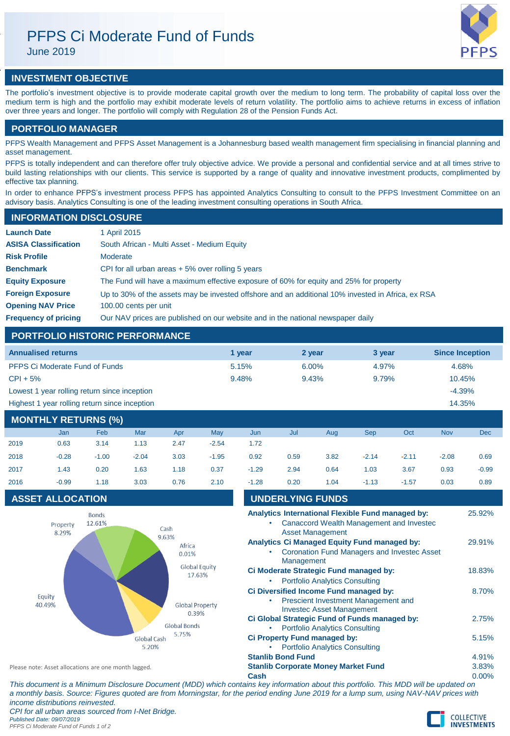# PFPS Ci Moderate Fund of Funds

June 2019

## INVESTMENT OBJECTIVE

The portfolio's investment objective is to provide moderate capital growth over the medium to long term. The probability of capital loss over the medium term is high and the portfolio may exhibit moderate levels of return volatility. The portfolio aims to achieve returns in excess of inflation over three years and longer. The portfolio will comply with Regulation 28 of the Pension Funds Act.

## PORTFOLIO MANAGER

PFPS Wealth Management and PFPS Asset Management is a Johannesburg based wealth management firm specialising in financial planning and asset management.

PFPS is totally independent and can therefore offer truly objective advice. We provide a personal and confidential service and at all times strive to build lasting relationships with our clients. This service is supported by a range of quality and innovative investment products, complimented by effective tax planning.

In order to enhance PFPS's investment process PFPS has appointed Analytics Consulting to consult to the PFPS Investment Committee on an advisory basis. Analytics Consulting is one of the leading investment consulting operations in South Africa.

## INFORMATION DISCLOSURE

| | |
|---|---|
| **Launch Date** | 1 April 2015 |
| **ASISA Classification** | South African - Multi Asset - Medium Equity |
| **Risk Profile** | Moderate |
| **Benchmark** | CPI for all urban areas + 5% over rolling 5 years |
| **Equity Exposure** | The Fund will have a maximum effective exposure of 60% for equity and 25% for property |
| **Foreign Exposure** | Up to 30% of the assets may be invested offshore and an additional 10% invested in Africa, ex RSA |
| **Opening NAV Price** | 100.00 cents per unit |
| **Frequency of pricing** | Our NAV prices are published on our website and in the national newspaper daily |

## PORTFOLIO HISTORIC PERFORMANCE

| Annualised returns | 1 year | 2 year | 3 year | Since Inception |
|---|---|---|---|---|
| PFPS Ci Moderate Fund of Funds | 5.15% | 6.00% | 4.97% | 4.68% |
| CPI + 5% | 9.48% | 9.43% | 9.79% | 10.45% |
| Lowest 1 year rolling return since inception | | | | -4.39% |
| Highest 1 year rolling return since inception | | | | 14.35% |

## MONTHLY RETURNS (%)

| | Jan | Feb | Mar | Apr | May | Jun | Jul | Aug | Sep | Oct | Nov | Dec |
|---|---|---|---|---|---|---|---|---|---|---|---|---|
| 2019 | 0.63 | 3.14 | 1.13 | 2.47 | -2.54 | 1.72 | | | | | | |
| 2018 | -0.28 | -1.00 | -2.04 | 3.03 | -1.95 | 0.92 | 0.59 | 3.82 | -2.14 | -2.11 | -2.08 | 0.69 |
| 2017 | 1.43 | 0.20 | 1.63 | 1.18 | 0.37 | -1.29 | 2.94 | 0.64 | 1.03 | 3.67 | 0.93 | -0.99 |
| 2016 | -0.99 | 1.18 | 3.03 | 0.76 | 2.10 | -1.28 | 0.20 | 1.04 | -1.13 | -1.57 | 0.03 | 0.89 |

## ASSET ALLOCATION

| Asset | Allocation |
|---|---|
| Bonds | 12.61% |
| Cash | 9.63% |
| Africa | 0.01% |
| Global Equity | 17.63% |
| Global Property | 0.39% |
| Global Bonds | 5.75% |
| Global Cash | 5.20% |
| Equity | 40.49% |
| Property | 8.29% |

Please note: Asset allocations are one month lagged.

## UNDERLYING FUNDS

| Fund | Weight |
|---|---|
| **Analytics International Flexible Fund managed by:** <br> • Canaccord Wealth Management and Investec Asset Management | 25.92% |
| **Analytics Ci Managed Equity Fund managed by:** <br> • Coronation Fund Managers and Investec Asset Management | 29.91% |
| **Ci Moderate Strategic Fund managed by:** <br> • Portfolio Analytics Consulting | 18.83% |
| **Ci Diversified Income Fund managed by:** <br> • Prescient Investment Management and Investec Asset Management | 8.70% |
| **Ci Global Strategic Fund of Funds managed by:** <br> • Portfolio Analytics Consulting | 2.75% |
| **Ci Property Fund managed by:** <br> • Portfolio Analytics Consulting | 5.15% |
| **Stanlib Bond Fund** | 4.91% |
| **Stanlib Corporate Money Market Fund** | 3.83% |
| **Cash** | 0.00% |

*This document is a Minimum Disclosure Document (MDD) which contains key information about this portfolio. This MDD will be updated on a monthly basis. Source: Figures quoted are from Morningstar, for the period ending June 2019 for a lump sum, using NAV-NAV prices with income distributions reinvested.*

*CPI for all urban areas sourced from I-Net Bridge.*

*Published Date: 09/07/2019*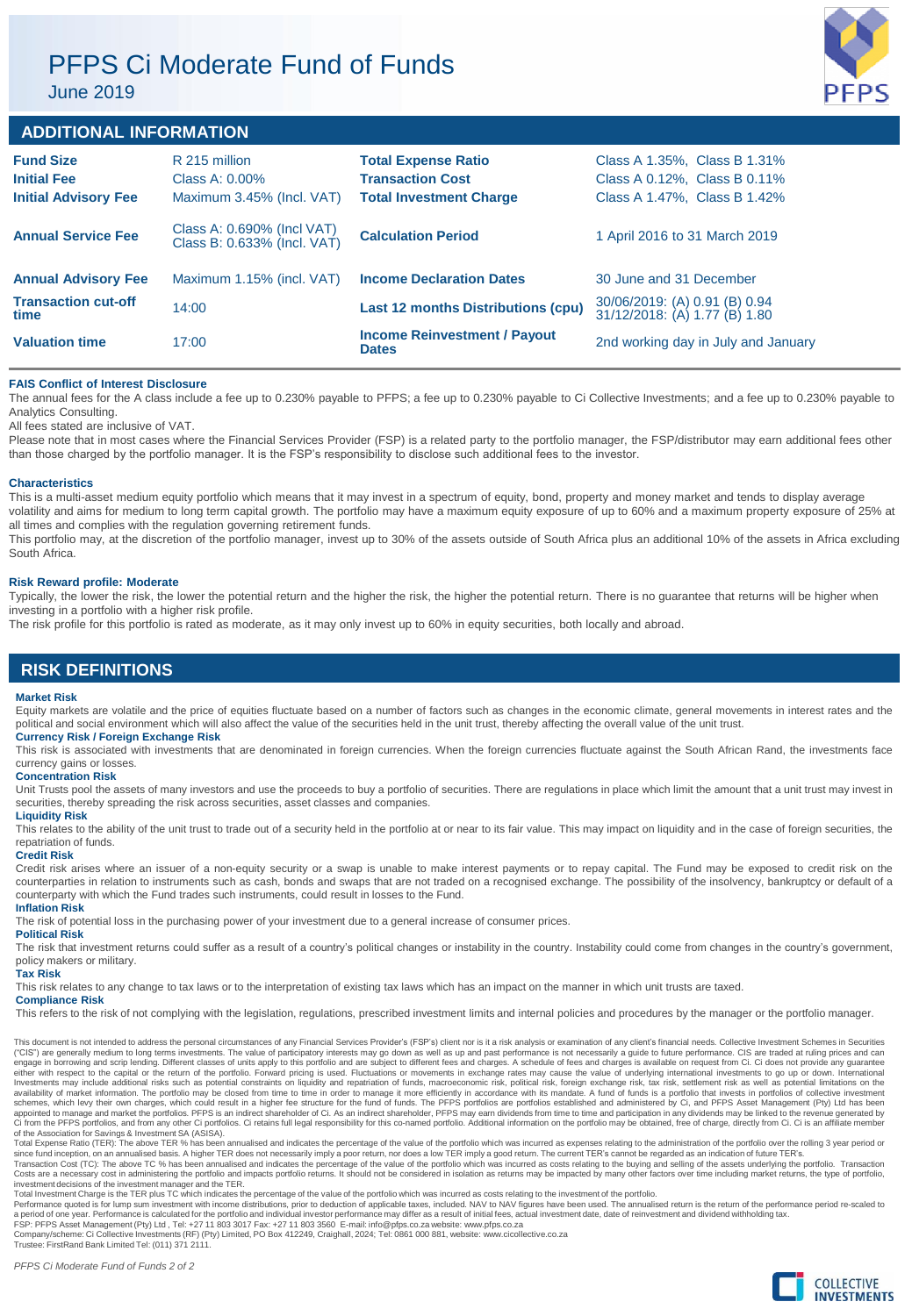# PFPS Ci Moderate Fund of Funds

June 2019

## ADDITIONAL INFORMATION

| | | | |
|---|---|---|---|
| **Fund Size** | R 215 million | **Total Expense Ratio** | Class A 1.35%, Class B 1.31% |
| **Initial Fee** | Class A: 0.00% | **Transaction Cost** | Class A 0.12%, Class B 0.11% |
| **Initial Advisory Fee** | Maximum 3.45% (Incl. VAT) | **Total Investment Charge** | Class A 1.47%, Class B 1.42% |
| **Annual Service Fee** | Class A: 0.690% (Incl VAT) Class B: 0.633% (Incl. VAT) | **Calculation Period** | 1 April 2016 to 31 March 2019 |
| **Annual Advisory Fee** | Maximum 1.15% (incl. VAT) | **Income Declaration Dates** | 30 June and 31 December |
| **Transaction cut-off time** | 14:00 | **Last 12 months Distributions (cpu)** | 30/06/2019: (A) 0.91 (B) 0.94 31/12/2018: (A) 1.77 (B) 1.80 |
| **Valuation time** | 17:00 | **Income Reinvestment / Payout Dates** | 2nd working day in July and January |

**FAIS Conflict of Interest Disclosure**

The annual fees for the A class include a fee up to 0.230% payable to PFPS; a fee up to 0.230% payable to Ci Collective Investments; and a fee up to 0.230% payable to Analytics Consulting.

All fees stated are inclusive of VAT.

Please note that in most cases where the Financial Services Provider (FSP) is a related party to the portfolio manager, the FSP/distributor may earn additional fees other than those charged by the portfolio manager. It is the FSP's responsibility to disclose such additional fees to the investor.

**Characteristics**

This is a multi-asset medium equity portfolio which means that it may invest in a spectrum of equity, bond, property and money market and tends to display average volatility and aims for medium to long term capital growth. The portfolio may have a maximum equity exposure of up to 60% and a maximum property exposure of 25% at all times and complies with the regulation governing retirement funds.

This portfolio may, at the discretion of the portfolio manager, invest up to 30% of the assets outside of South Africa plus an additional 10% of the assets in Africa excluding South Africa.

**Risk Reward profile: Moderate**

Typically, the lower the risk, the lower the potential return and the higher the risk, the higher the potential return. There is no guarantee that returns will be higher when investing in a portfolio with a higher risk profile.

The risk profile for this portfolio is rated as moderate, as it may only invest up to 60% in equity securities, both locally and abroad.

## RISK DEFINITIONS

**Market Risk**

Equity markets are volatile and the price of equities fluctuate based on a number of factors such as changes in the economic climate, general movements in interest rates and the political and social environment which will also affect the value of the securities held in the unit trust, thereby affecting the overall value of the unit trust.

**Currency Risk / Foreign Exchange Risk**

This risk is associated with investments that are denominated in foreign currencies. When the foreign currencies fluctuate against the South African Rand, the investments face currency gains or losses.

**Concentration Risk**

Unit Trusts pool the assets of many investors and use the proceeds to buy a portfolio of securities. There are regulations in place which limit the amount that a unit trust may invest in securities, thereby spreading the risk across securities, asset classes and companies.

**Liquidity Risk**

This relates to the ability of the unit trust to trade out of a security held in the portfolio at or near to its fair value. This may impact on liquidity and in the case of foreign securities, the repatriation of funds.

**Credit Risk**

Credit risk arises where an issuer of a non-equity security or a swap is unable to make interest payments or to repay capital. The Fund may be exposed to credit risk on the counterparties in relation to instruments such as cash, bonds and swaps that are not traded on a recognised exchange. The possibility of the insolvency, bankruptcy or default of a counterparty with which the Fund trades such instruments, could result in losses to the Fund.

**Inflation Risk**

The risk of potential loss in the purchasing power of your investment due to a general increase of consumer prices.

**Political Risk**

The risk that investment returns could suffer as a result of a country's political changes or instability in the country. Instability could come from changes in the country's government, policy makers or military.

**Tax Risk**

This risk relates to any change to tax laws or to the interpretation of existing tax laws which has an impact on the manner in which unit trusts are taxed.

**Compliance Risk**

This refers to the risk of not complying with the legislation, regulations, prescribed investment limits and internal policies and procedures by the manager or the portfolio manager.

This document is not intended to address the personal circumstances of any Financial Services Provider's (FSP's) client nor is it a risk analysis or examination of any client's financial needs. Collective Investment Schemes in Securities ("CIS") are generally medium to long terms investments. The value of participatory interests may go down as well as up and past performance is not necessarily a guide to future performance. CIS are traded at ruling prices and can engage in borrowing and scrip lending. Different classes of units apply to this portfolio and are subject to different fees and charges. A schedule of fees and charges is available on request from Ci. Ci does not provide any guarantee either with respect to the capital or the return of the portfolio. Forward pricing is used. Fluctuations or movements in exchange rates may cause the value of underlying international investments to go up or down. International Investments may include additional risks such as potential constraints on liquidity and repatriation of funds, macroeconomic risk, political risk, foreign exchange risk, tax risk, settlement risk as well as potential limitations on the availability of market information. The portfolio may be closed from time to time in order to manage it more efficiently in accordance with its mandate. A fund of funds is a portfolio that invests in portfolios of collective investment schemes, which levy their own charges, which could result in a higher fee structure for the fund of funds. The PFPS portfolios are portfolios established and administered by Ci, and PFPS Asset Management (Pty) Ltd has been appointed to manage and market the portfolios. PFPS is an indirect shareholder of Ci. As an indirect shareholder, PFPS may earn dividends from time to time and participation in any dividends may be linked to the revenue generated by Ci from the PFPS portfolios, and from any other Ci portfolios. Ci retains full legal responsibility for this co-named portfolio. Additional information on the portfolio may be obtained, free of charge, directly from Ci. Ci is an affiliate member of the Association for Savings & Investment SA (ASISA).

Total Expense Ratio (TER): The above TER % has been annualised and indicates the percentage of the value of the portfolio which was incurred as expenses relating to the administration of the portfolio over the rolling 3 year period or since fund inception, on an annualised basis. A higher TER does not necessarily imply a poor return, nor does a low TER imply a good return. The current TER's cannot be regarded as an indication of future TER's.

Transaction Cost (TC): The above TC % has been annualised and indicates the percentage of the value of the portfolio which was incurred as costs relating to the buying and selling of the assets underlying the portfolio. Transaction Costs are a necessary cost in administering the portfolio and impacts portfolio returns. It should not be considered in isolation as returns may be impacted by many other factors over time including market returns, the type of portfolio, investment decisions of the investment manager and the TER.

Total Investment Charge is the TER plus TC which indicates the percentage of the value of the portfolio which was incurred as costs relating to the investment of the portfolio.

Performance quoted is for lump sum investment with income distributions, prior to deduction of applicable taxes, included. NAV to NAV figures have been used. The annualised return is the return of the performance period re-scaled to a period of one year. Performance is calculated for the portfolio and individual investor performance may differ as a result of initial fees, actual investment date, date of reinvestment and dividend withholding tax.

FSP: PFPS Asset Management (Pty) Ltd , Tel: +27 11 803 3017 Fax: +27 11 803 3560 E-mail: info@pfps.co.za website: www.pfps.co.za

Company/scheme: Ci Collective Investments (RF) (Pty) Limited, PO Box 412249, Craighall, 2024; Tel: 0861 000 881, website: www.cicollective.co.za

Trustee: FirstRand Bank Limited Tel: (011) 371 2111.